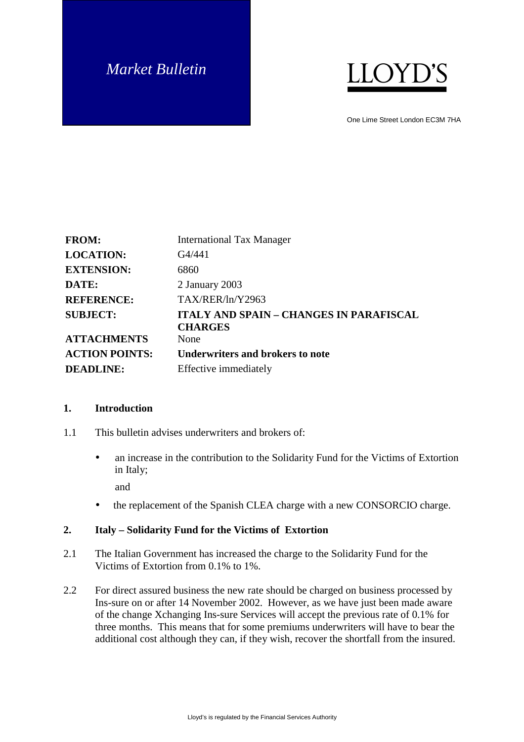*Market Bulletin*

LLOYD'S

One Lime Street London EC3M 7HA

| | |
|---|---|
| **FROM:** | International Tax Manager |
| **LOCATION:** | G4/441 |
| **EXTENSION:** | 6860 |
| **DATE:** | 2 January 2003 |
| **REFERENCE:** | TAX/RER/ln/Y2963 |
| **SUBJECT:** | **ITALY AND SPAIN – CHANGES IN PARAFISCAL CHARGES** |
| **ATTACHMENTS** | None |
| **ACTION POINTS:** | **Underwriters and brokers to note** |
| **DEADLINE:** | Effective immediately |

## 1. Introduction

1.1 This bulletin advises underwriters and brokers of:

- an increase in the contribution to the Solidarity Fund for the Victims of Extortion in Italy;

  and

- the replacement of the Spanish CLEA charge with a new CONSORCIO charge.

## 2. Italy – Solidarity Fund for the Victims of Extortion

2.1 The Italian Government has increased the charge to the Solidarity Fund for the Victims of Extortion from 0.1% to 1%.

2.2 For direct assured business the new rate should be charged on business processed by Ins-sure on or after 14 November 2002. However, as we have just been made aware of the change Xchanging Ins-sure Services will accept the previous rate of 0.1% for three months. This means that for some premiums underwriters will have to bear the additional cost although they can, if they wish, recover the shortfall from the insured.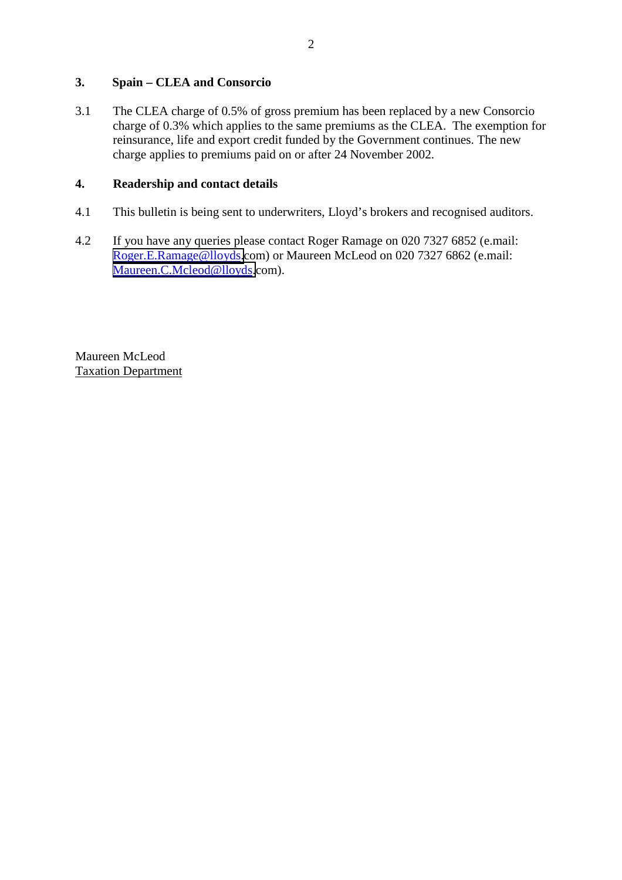## 3. Spain – CLEA and Consorcio

3.1 The CLEA charge of 0.5% of gross premium has been replaced by a new Consorcio charge of 0.3% which applies to the same premiums as the CLEA. The exemption for reinsurance, life and export credit funded by the Government continues. The new charge applies to premiums paid on or after 24 November 2002.

## 4. Readership and contact details

4.1 This bulletin is being sent to underwriters, Lloyd's brokers and recognised auditors.

4.2 If you have any queries please contact Roger Ramage on 020 7327 6852 (e.mail: Roger.E.Ramage@lloyds.com) or Maureen McLeod on 020 7327 6862 (e.mail: Maureen.C.Mcleod@lloyds.com).

Maureen McLeod
Taxation Department